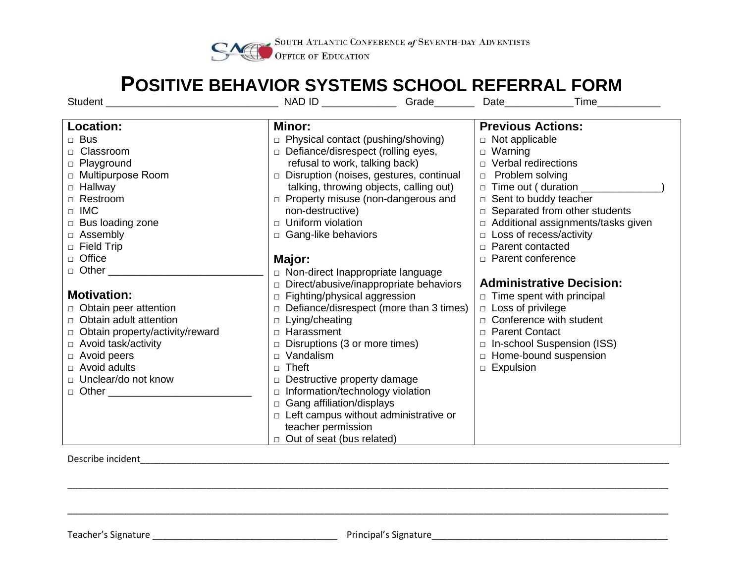SOUTH ATLANTIC CONFERENCE *of* SEVENTH-DAY ADVENTISTS
OFFICE OF EDUCATION

# POSITIVE BEHAVIOR SYSTEMS SCHOOL REFERRAL FORM

Student ____________________________ NAD ID ____________ Grade______ Date___________Time__________

**Location:**
- □ Bus
- □ Classroom
- □ Playground
- □ Multipurpose Room
- □ Hallway
- □ Restroom
- □ IMC
- □ Bus loading zone
- □ Assembly
- □ Field Trip
- □ Office
- □ Other _________________________

**Motivation:**
- □ Obtain peer attention
- □ Obtain adult attention
- □ Obtain property/activity/reward
- □ Avoid task/activity
- □ Avoid peers
- □ Avoid adults
- □ Unclear/do not know
- □ Other _______________________

**Minor:**
- □ Physical contact (pushing/shoving)
- □ Defiance/disrespect (rolling eyes, refusal to work, talking back)
- □ Disruption (noises, gestures, continual talking, throwing objects, calling out)
- □ Property misuse (non-dangerous and non-destructive)
- □ Uniform violation
- □ Gang-like behaviors

**Major:**
- □ Non-direct Inappropriate language
- □ Direct/abusive/inappropriate behaviors
- □ Fighting/physical aggression
- □ Defiance/disrespect (more than 3 times)
- □ Lying/cheating
- □ Harassment
- □ Disruptions (3 or more times)
- □ Vandalism
- □ Theft
- □ Destructive property damage
- □ Information/technology violation
- □ Gang affiliation/displays
- □ Left campus without administrative or teacher permission
- □ Out of seat (bus related)

**Previous Actions:**
- □ Not applicable
- □ Warning
- □ Verbal redirections
- □ Problem solving
- □ Time out ( duration _____________)
- □ Sent to buddy teacher
- □ Separated from other students
- □ Additional assignments/tasks given
- □ Loss of recess/activity
- □ Parent contacted
- □ Parent conference

**Administrative Decision:**
- □ Time spent with principal
- □ Loss of privilege
- □ Conference with student
- □ Parent Contact
- □ In-school Suspension (ISS)
- □ Home-bound suspension
- □ Expulsion

Describe incident_____________________________________________________________________________________________

________________________________________________________________________________________________________

________________________________________________________________________________________________________

Teacher's Signature ___________________________________ Principal's Signature_____________________________________________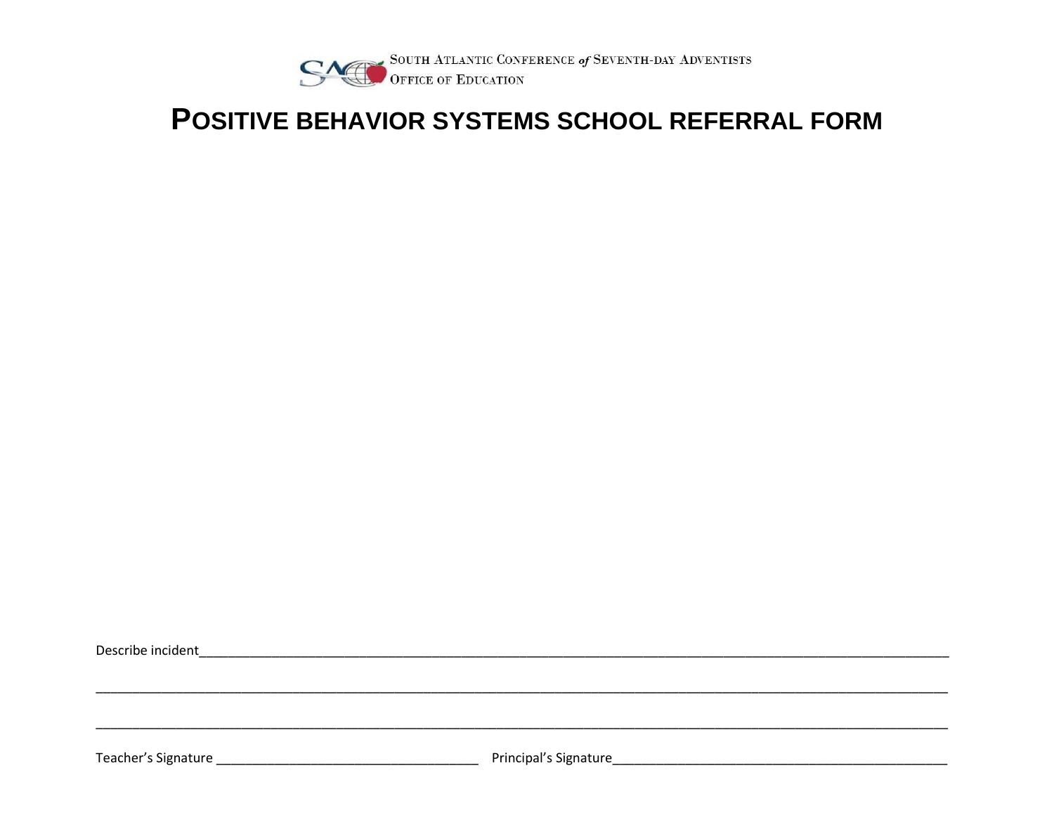South Atlantic Conference *of* Seventh-day Adventists
Office of Education

# Positive Behavior Systems School Referral Form

Describe incident_______________________________________________________________________________________________

_________________________________________________________________________________________________________

_________________________________________________________________________________________________________

Teacher's Signature ____________________________________ Principal's Signature_______________________________________________